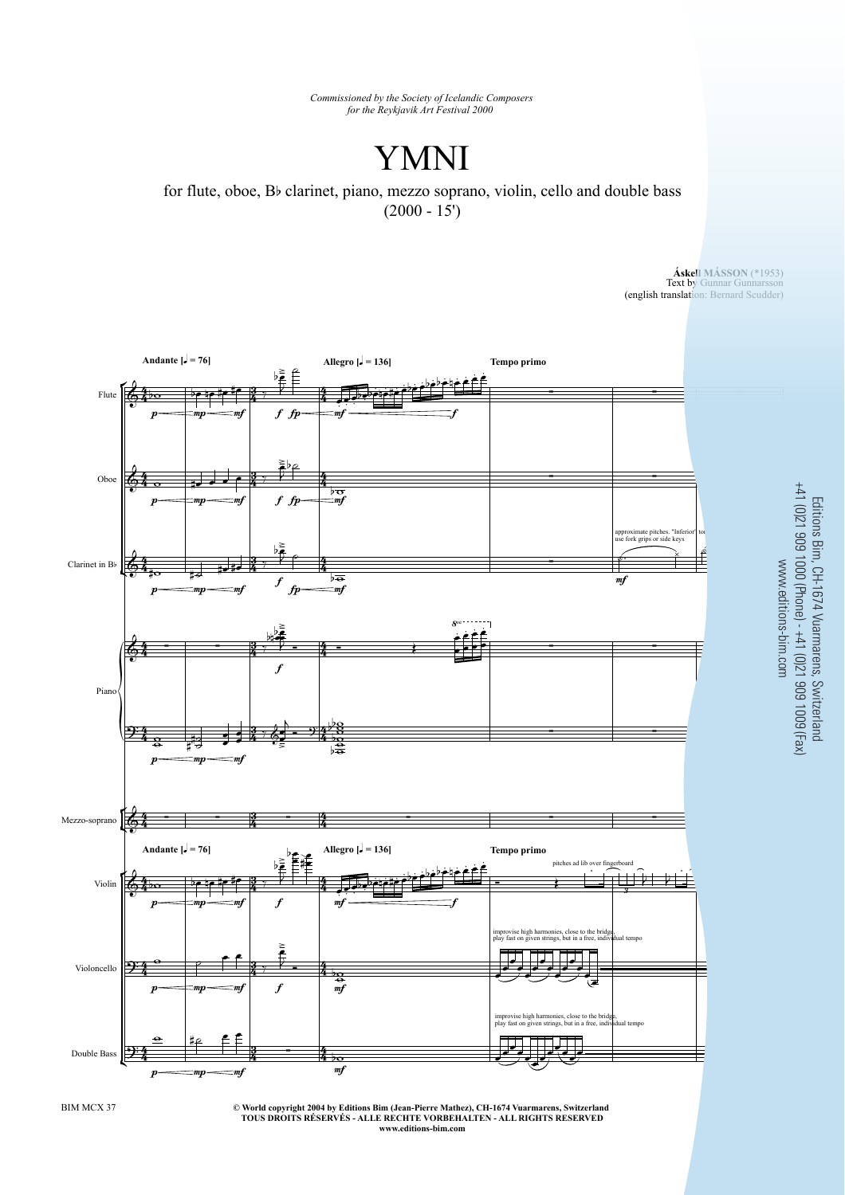*Commissioned by the Society of Icelandic Composers*
*for the Reykjavík Art Festival 2000*

# YMNI

for flute, oboe, B♭ clarinet, piano, mezzo soprano, violin, cello and double bass
(2000 - 15')

**Áskell MÁSSON** (*1953)
Text by Gunnar Gunnarsson
(english translation: Bernard Scudder)

Editions Bim, CH-1674 Vuarmarens, Switzerland
+41 (0)21 909 1000 (Phone) - +41 (0)21 909 1009 (Fax)
www.editions-bim.com

BIM MCX 37

**© World copyright 2004 by Editions Bim (Jean-Pierre Mathez), CH-1674 Vuarmarens, Switzerland**
**TOUS DROITS RÉSERVÉS - ALLE RECHTE VORBEHALTEN - ALL RIGHTS RESERVED**
**www.editions-bim.com**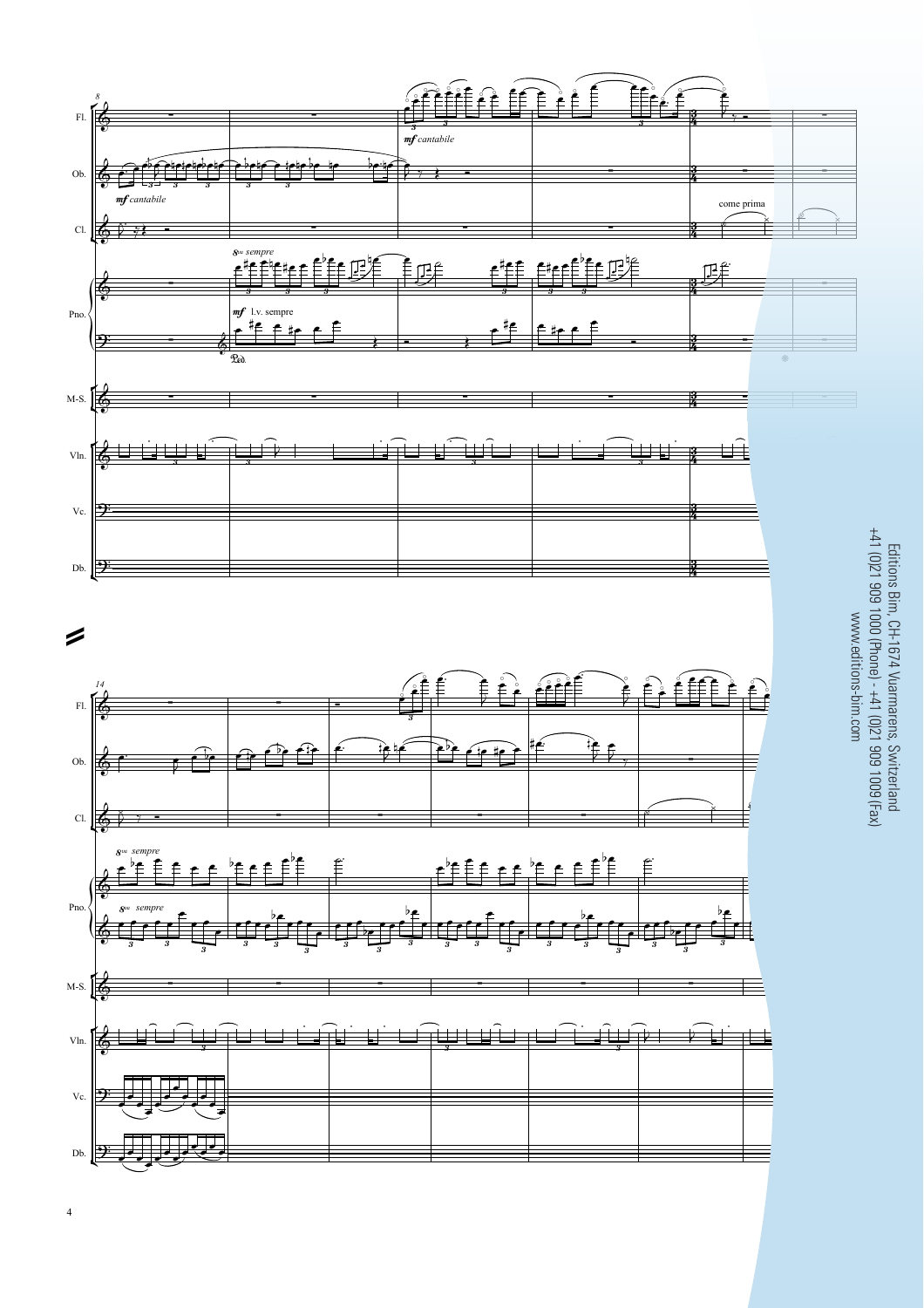Editions Bim, CH-1674 Vuarmarens, Switzerland
+41 (0)21 909 1000 (Phone) - +41 (0)21 909 1009 (Fax)
www.editions-bim.com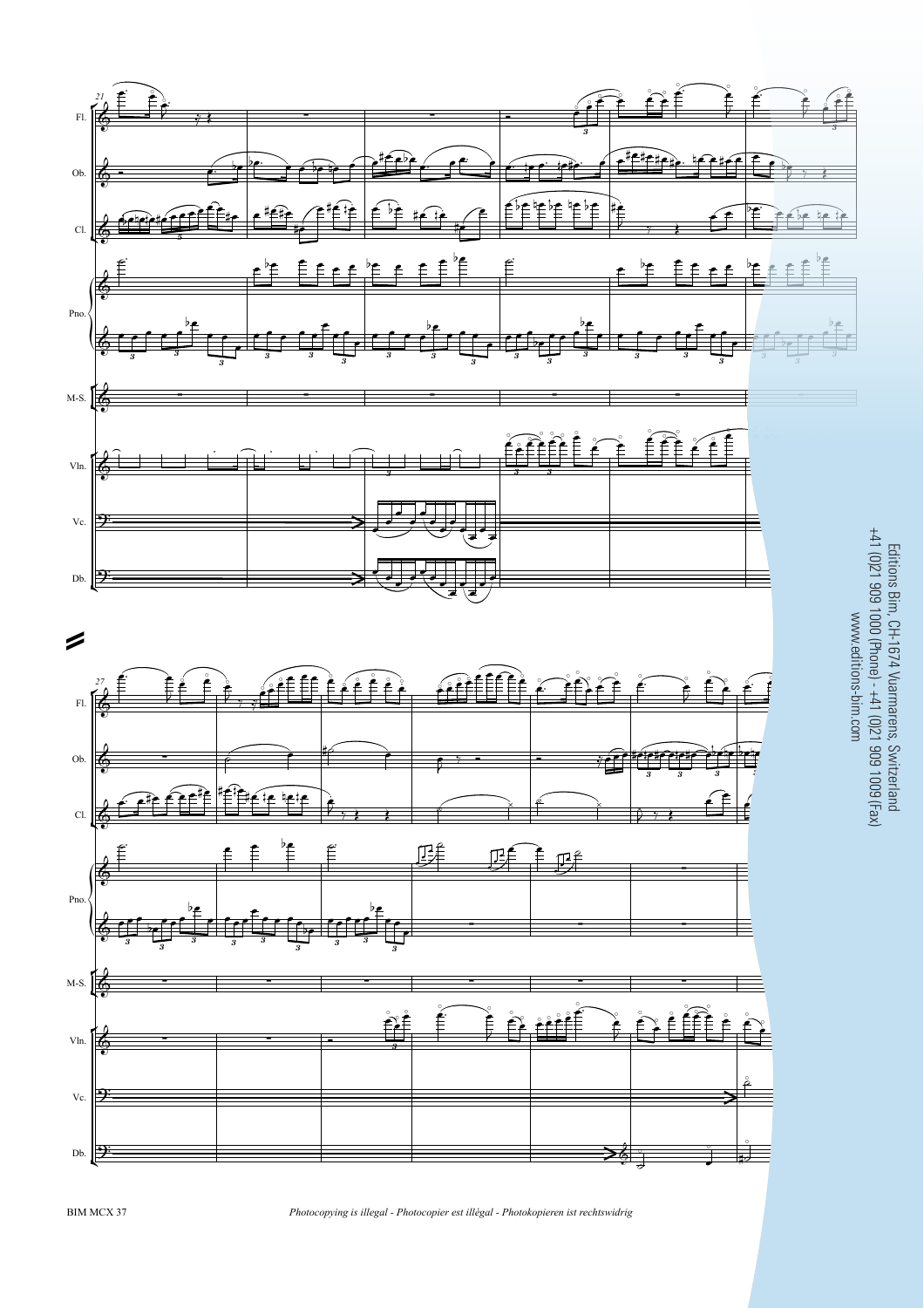Editions Bim, CH-1674 Vuarmarens, Switzerland
+41 (0)21 909 1000 (Phone) - +41 (0)21 909 1009 (Fax)
www.editions-bim.com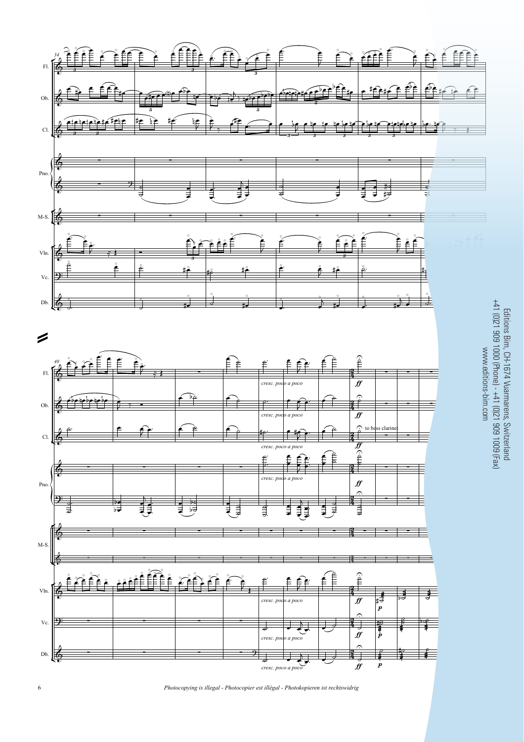Editions Bim, CH-1674 Vuarmarens, Switzerland
+41 (0)21 909 1000 (Phone) - +41 (0)21 909 1009 (Fax)
www.editions-bim.com

*Photocopying is illegal - Photocopier est illégal - Photokopieren ist rechtswidrig*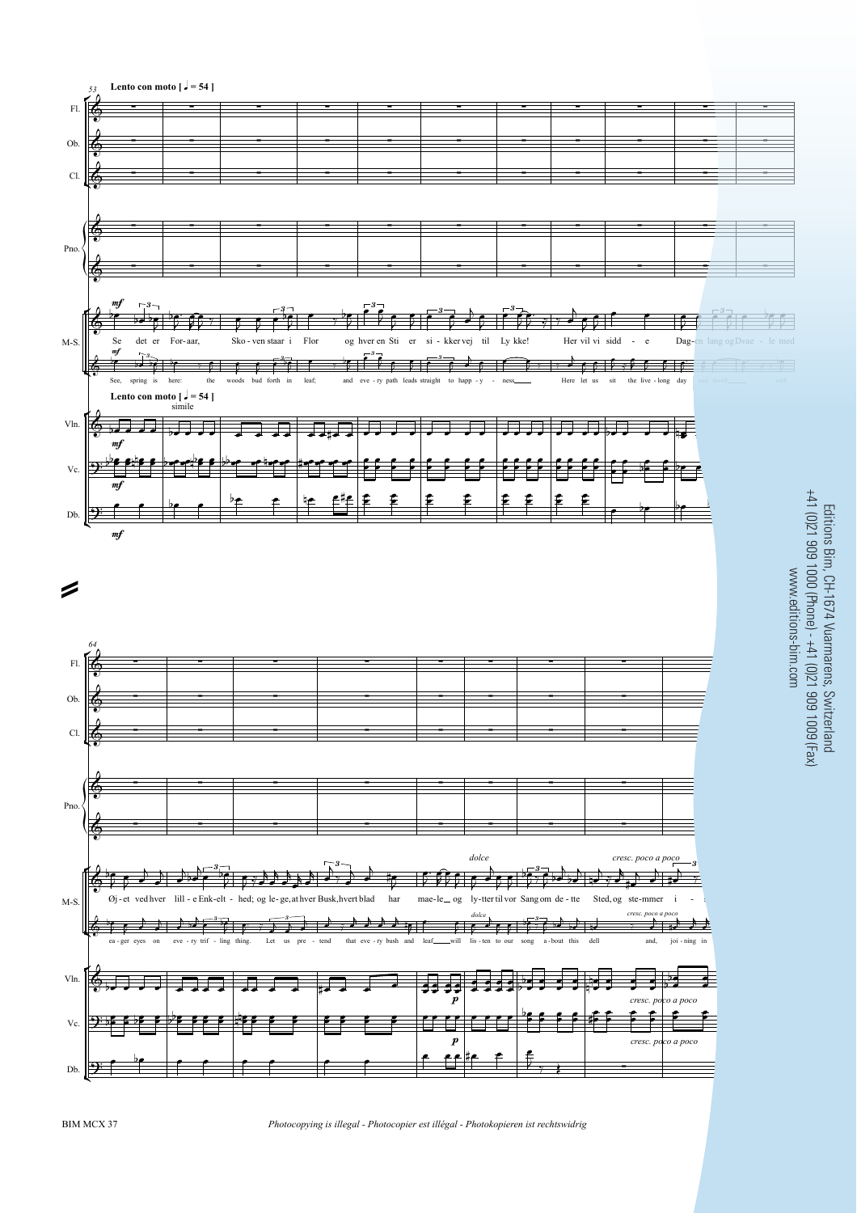Lento con moto [ ♩ = 54 ]

Se det er For-aar, Sko-ven staar i Flor og hver en Sti er si-kkervej til Ly kke! Her vil vi sidd - e Dag-en lang og Dvae - le med

See, spring is here: the woods bud forth in leaf; and eve-ry path leads straight to happ-y - ness Here let us sit the live-long day and dwell with

Lento con moto [ ♩ = 54 ]

simile

Øj-et ved hver lill-e Enk-elt - hed; og le-ge, at hver Busk, hvert blad har mae-le og ly-tter til vor Sang om de-tte Sted, og ste-mmer i -

ea-ger eyes on eve-ry trif-ling thing. Let us pre-tend that eve-ry bush and leaf will lis-ten to our song a-bout this dell and, joi-ning in

dolce

cresc. poco a poco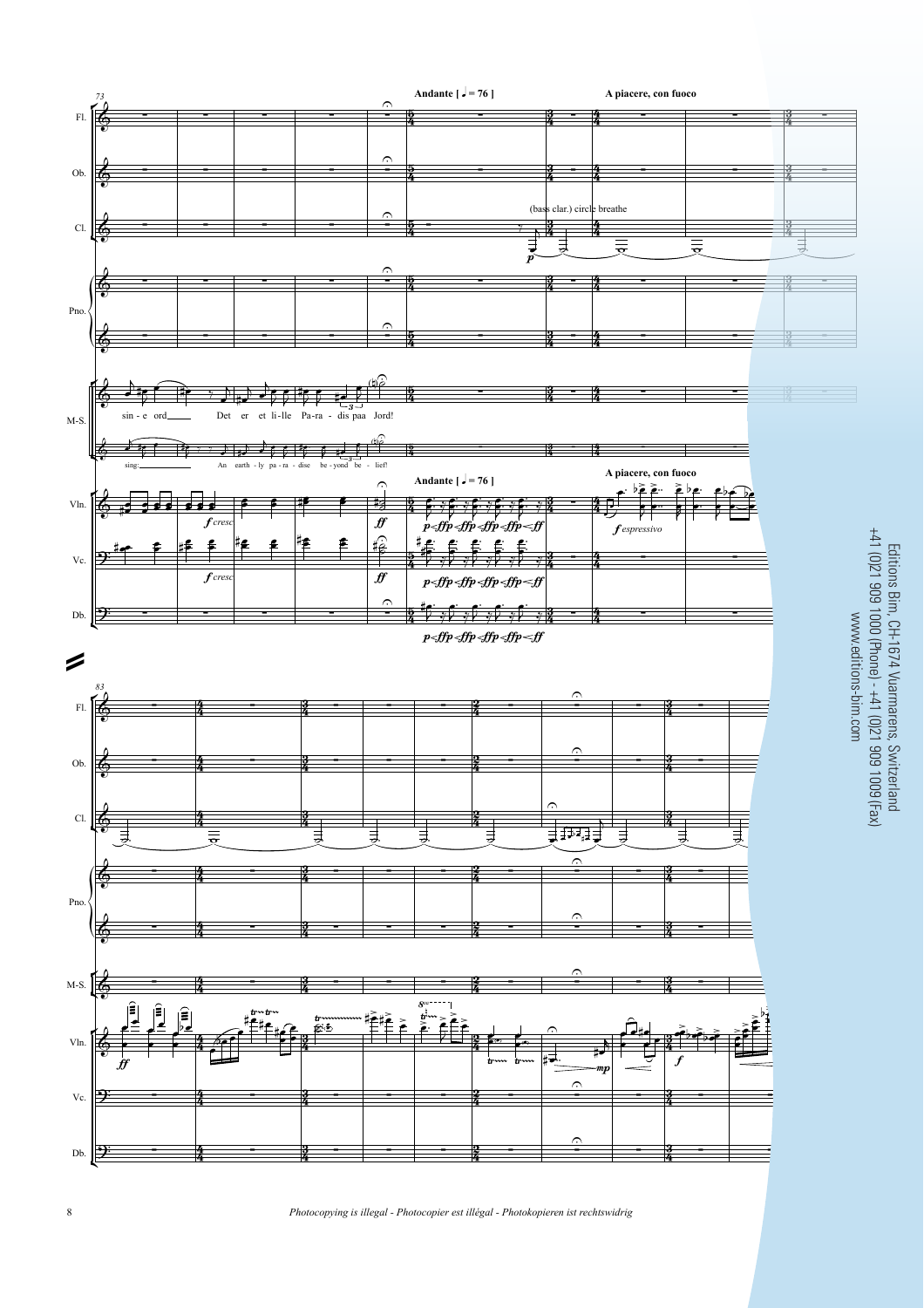Andante [ ♩ = 76 ]

A piacere, con fuoco

(bass clar.) circle breathe

sin - e ord Det er et li-lle Pa-ra - dis paa Jord!

sing: An earth - ly pa - ra - dise be - yond be - lief!

*f cresc*

*ff*

*p<ffp<ffp<ffp<ffp<ff*

*f espressivo*

*mp*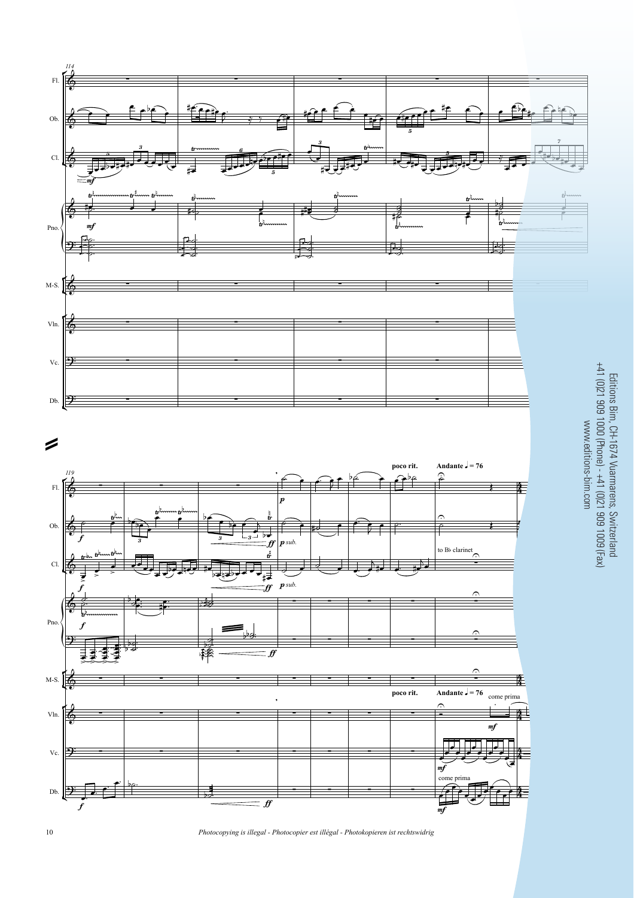Editions Bim, CH-1674 Vuarmarens, Switzerland
+41 (0)21 909 1000 (Phone) - +41 (0)21 909 1009 (Fax)
www.editions-bim.com

*Photocopying is illegal - Photocopier est illégal - Photokopieren ist rechtswidrig*